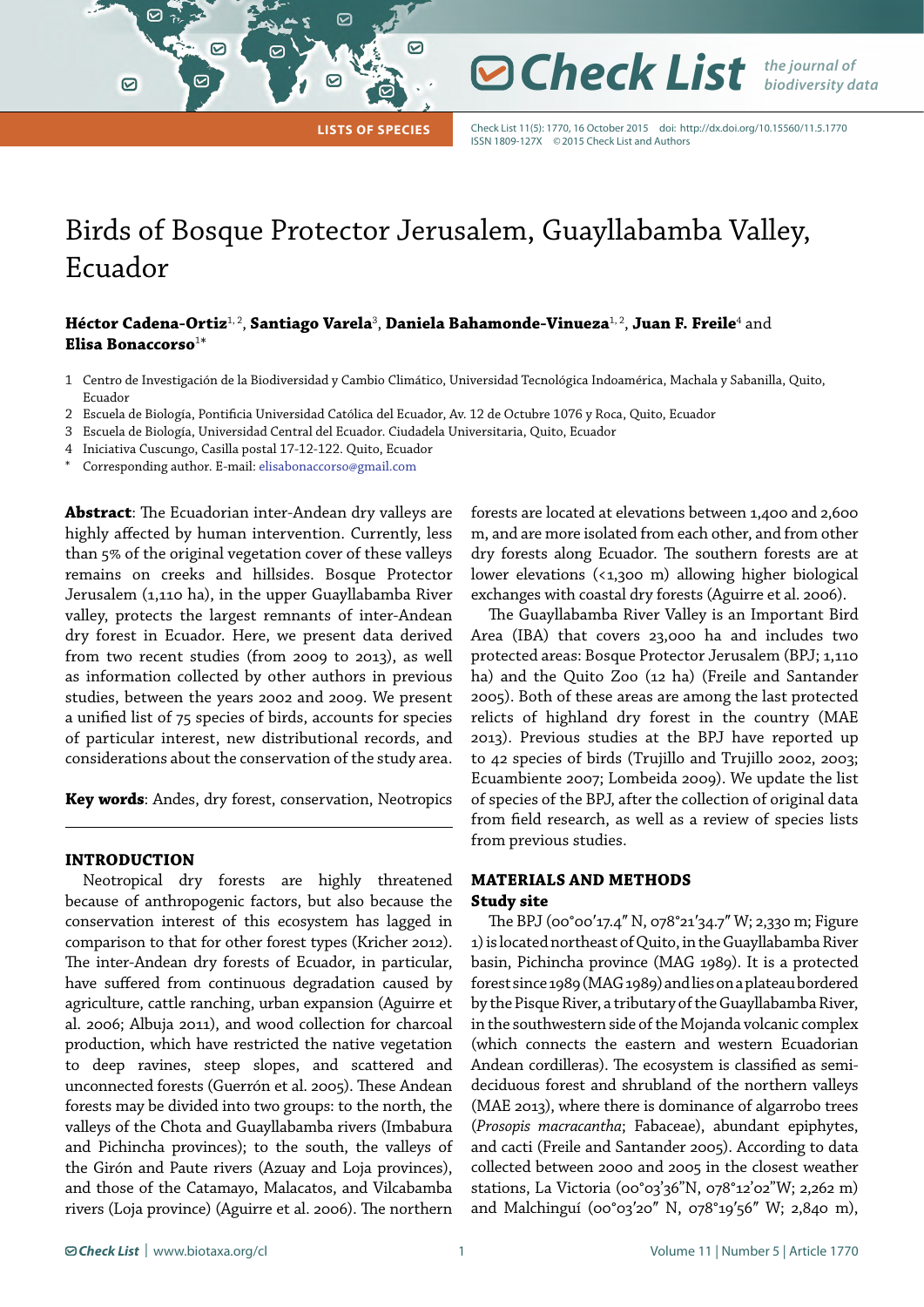LISTS OF SPECIES

# Birds of Bosque Protector Jerusalem, Guayllabamba Valley, Ecuador

**Héctor Cadena-Ortiz**[1, 2], **Santiago Varela**[3], **Daniela Bahamonde-Vinueza**[1, 2], **Juan F. Freile**[4] and **Elisa Bonaccorso**[1*]

1 Centro de Investigación de la Biodiversidad y Cambio Climático, Universidad Tecnológica Indoamérica, Machala y Sabanilla, Quito, Ecuador

2 Escuela de Biología, Pontificia Universidad Católica del Ecuador, Av. 12 de Octubre 1076 y Roca, Quito, Ecuador

3 Escuela de Biología, Universidad Central del Ecuador. Ciudadela Universitaria, Quito, Ecuador

4 Iniciativa Cuscungo, Casilla postal 17-12-122. Quito, Ecuador

\* Corresponding author. E-mail: elisabonaccorso@gmail.com

**Abstract**: The Ecuadorian inter-Andean dry valleys are highly affected by human intervention. Currently, less than 5% of the original vegetation cover of these valleys remains on creeks and hillsides. Bosque Protector Jerusalem (1,110 ha), in the upper Guayllabamba River valley, protects the largest remnants of inter-Andean dry forest in Ecuador. Here, we present data derived from two recent studies (from 2009 to 2013), as well as information collected by other authors in previous studies, between the years 2002 and 2009. We present a unified list of 75 species of birds, accounts for species of particular interest, new distributional records, and considerations about the conservation of the study area.

**Key words**: Andes, dry forest, conservation, Neotropics

## INTRODUCTION

Neotropical dry forests are highly threatened because of anthropogenic factors, but also because the conservation interest of this ecosystem has lagged in comparison to that for other forest types (Kricher 2012). The inter-Andean dry forests of Ecuador, in particular, have suffered from continuous degradation caused by agriculture, cattle ranching, urban expansion (Aguirre et al. 2006; Albuja 2011), and wood collection for charcoal production, which have restricted the native vegetation to deep ravines, steep slopes, and scattered and unconnected forests (Guerrón et al. 2005). These Andean forests may be divided into two groups: to the north, the valleys of the Chota and Guayllabamba rivers (Imbabura and Pichincha provinces); to the south, the valleys of the Girón and Paute rivers (Azuay and Loja provinces), and those of the Catamayo, Malacatos, and Vilcabamba rivers (Loja province) (Aguirre et al. 2006). The northern forests are located at elevations between 1,400 and 2,600 m, and are more isolated from each other, and from other dry forests along Ecuador. The southern forests are at lower elevations (<1,300 m) allowing higher biological exchanges with coastal dry forests (Aguirre et al. 2006).

The Guayllabamba River Valley is an Important Bird Area (IBA) that covers 23,000 ha and includes two protected areas: Bosque Protector Jerusalem (BPJ; 1,110 ha) and the Quito Zoo (12 ha) (Freile and Santander 2005). Both of these areas are among the last protected relicts of highland dry forest in the country (MAE 2013). Previous studies at the BPJ have reported up to 42 species of birds (Trujillo and Trujillo 2002, 2003; Ecuambiente 2007; Lombeida 2009). We update the list of species of the BPJ, after the collection of original data from field research, as well as a review of species lists from previous studies.

## MATERIALS AND METHODS

### Study site

The BPJ (00°00′17.4″ N, 078°21′34.7″ W; 2,330 m; Figure 1) is located northeast of Quito, in the Guayllabamba River basin, Pichincha province (MAG 1989). It is a protected forest since 1989 (MAG 1989) and lies on a plateau bordered by the Pisque River, a tributary of the Guayllabamba River, in the southwestern side of the Mojanda volcanic complex (which connects the eastern and western Ecuadorian Andean cordilleras). The ecosystem is classified as semi-deciduous forest and shrubland of the northern valleys (MAE 2013), where there is dominance of algarrobo trees (*Prosopis macracantha*; Fabaceae), abundant epiphytes, and cacti (Freile and Santander 2005). According to data collected between 2000 and 2005 in the closest weather stations, La Victoria (00°03′36″N, 078°12′02″W; 2,262 m) and Malchinguí (00°03′20″ N, 078°19′56″ W; 2,840 m),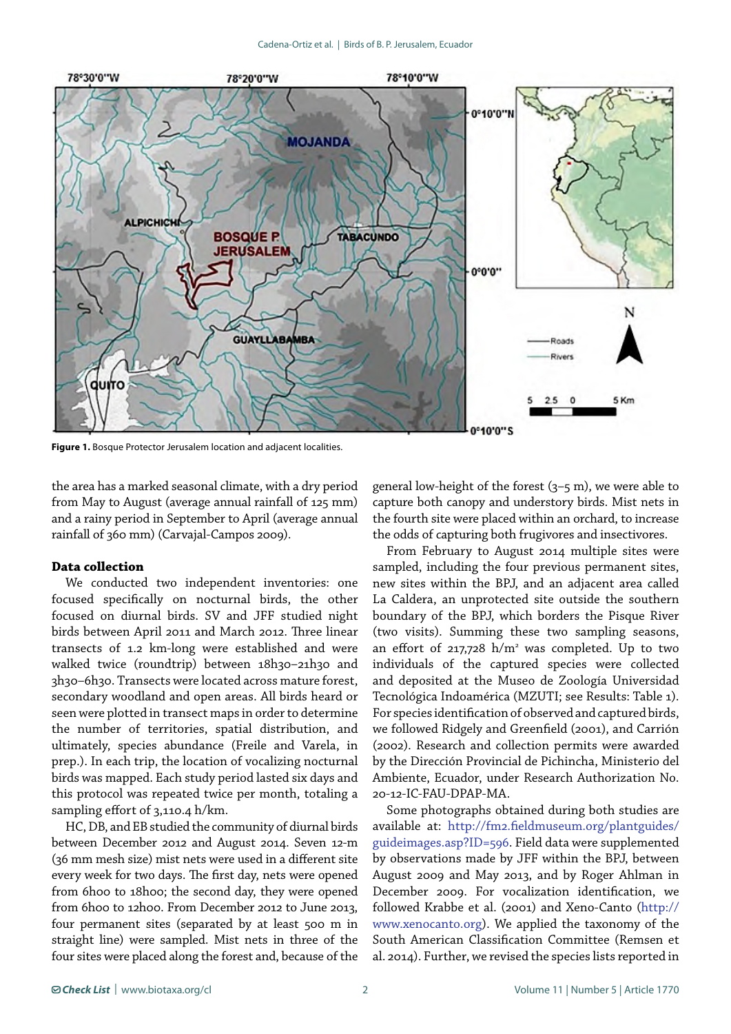**Figure 1.** Bosque Protector Jerusalem location and adjacent localities.

the area has a marked seasonal climate, with a dry period from May to August (average annual rainfall of 125 mm) and a rainy period in September to April (average annual rainfall of 360 mm) (Carvajal-Campos 2009).

### Data collection

We conducted two independent inventories: one focused specifically on nocturnal birds, the other focused on diurnal birds. SV and JFF studied night birds between April 2011 and March 2012. Three linear transects of 1.2 km-long were established and were walked twice (roundtrip) between 18h30–21h30 and 3h30–6h30. Transects were located across mature forest, secondary woodland and open areas. All birds heard or seen were plotted in transect maps in order to determine the number of territories, spatial distribution, and ultimately, species abundance (Freile and Varela, in prep.). In each trip, the location of vocalizing nocturnal birds was mapped. Each study period lasted six days and this protocol was repeated twice per month, totaling a sampling effort of 3,110.4 h/km.

HC, DB, and EB studied the community of diurnal birds between December 2012 and August 2014. Seven 12-m (36 mm mesh size) mist nets were used in a different site every week for two days. The first day, nets were opened from 6h00 to 18h00; the second day, they were opened from 6h00 to 12h00. From December 2012 to June 2013, four permanent sites (separated by at least 500 m in straight line) were sampled. Mist nets in three of the four sites were placed along the forest and, because of the general low-height of the forest (3–5 m), we were able to capture both canopy and understory birds. Mist nets in the fourth site were placed within an orchard, to increase the odds of capturing both frugivores and insectivores.

From February to August 2014 multiple sites were sampled, including the four previous permanent sites, new sites within the BPJ, and an adjacent area called La Caldera, an unprotected site outside the southern boundary of the BPJ, which borders the Pisque River (two visits). Summing these two sampling seasons, an effort of 217,728 h/m$^2$ was completed. Up to two individuals of the captured species were collected and deposited at the Museo de Zoología Universidad Tecnológica Indoamérica (MZUTI; see Results: Table 1). For species identification of observed and captured birds, we followed Ridgely and Greenfield (2001), and Carrión (2002). Research and collection permits were awarded by the Dirección Provincial de Pichincha, Ministerio del Ambiente, Ecuador, under Research Authorization No. 20-12-IC-FAU-DPAP-MA.

Some photographs obtained during both studies are available at: http://fm2.fieldmuseum.org/plantguides/guideimages.asp?ID=596. Field data were supplemented by observations made by JFF within the BPJ, between August 2009 and May 2013, and by Roger Ahlman in December 2009. For vocalization identification, we followed Krabbe et al. (2001) and Xeno-Canto (http://www.xenocanto.org). We applied the taxonomy of the South American Classification Committee (Remsen et al. 2014). Further, we revised the species lists reported in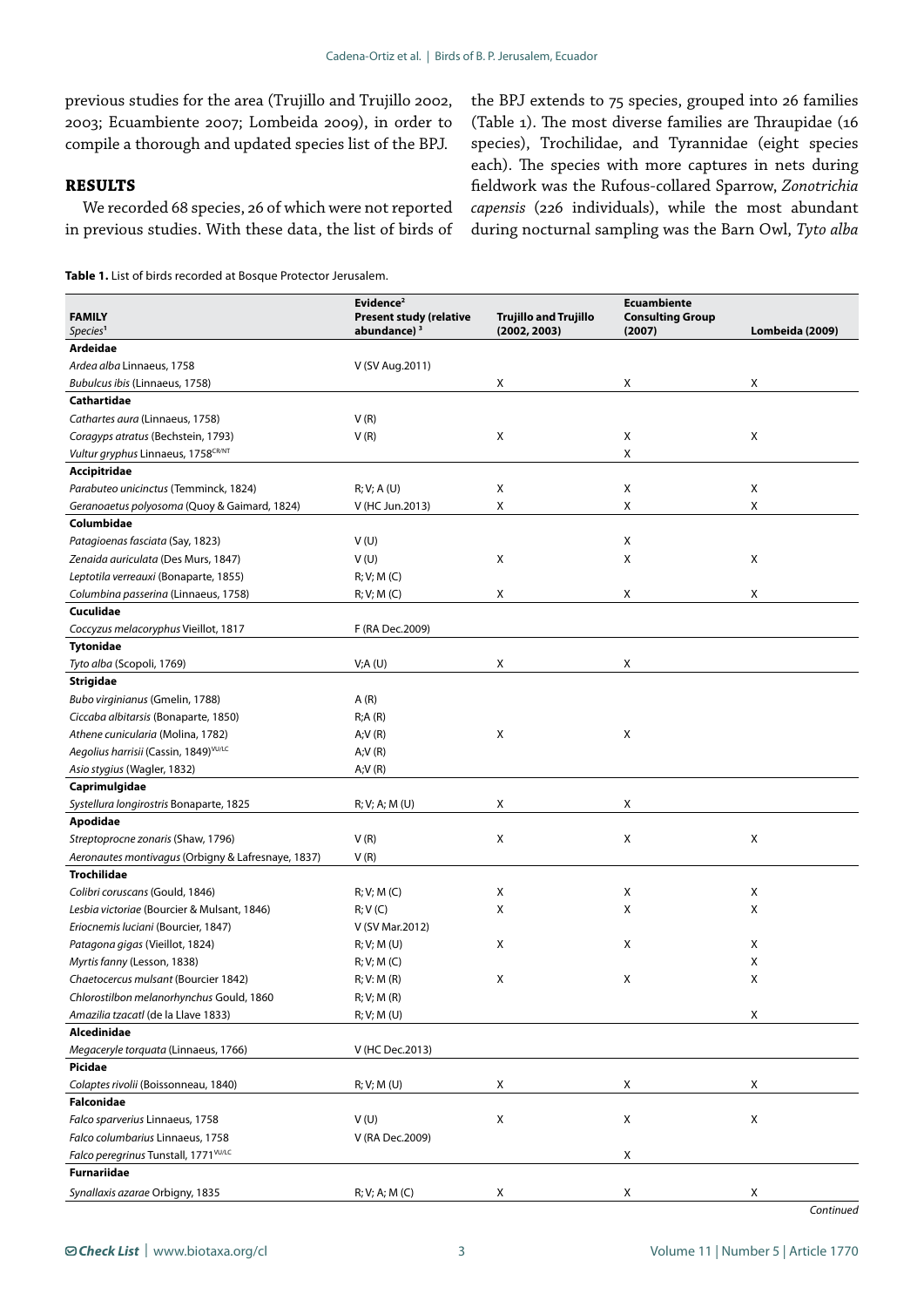previous studies for the area (Trujillo and Trujillo 2002, 2003; Ecuambiente 2007; Lombeida 2009), in order to compile a thorough and updated species list of the BPJ.

## RESULTS

We recorded 68 species, 26 of which were not reported in previous studies. With these data, the list of birds of the BPJ extends to 75 species, grouped into 26 families (Table 1). The most diverse families are Thraupidae (16 species), Trochilidae, and Tyrannidae (eight species each). The species with more captures in nets during fieldwork was the Rufous-collared Sparrow, *Zonotrichia capensis* (226 individuals), while the most abundant during nocturnal sampling was the Barn Owl, *Tyto alba*

**Table 1.** List of birds recorded at Bosque Protector Jerusalem.

| **FAMILY** *Species*[1] | **Evidence[2] Present study (relative abundance)** [3] | **Trujillo and Trujillo (2002, 2003)** | **Ecuambiente Consulting Group (2007)** | **Lombeida (2009)** |
|---|---|---|---|---|
| **Ardeidae** | | | | |
| *Ardea alba* Linnaeus, 1758 | V (SV Aug.2011) | | | |
| *Bubulcus ibis* (Linnaeus, 1758) | | X | X | X |
| **Cathartidae** | | | | |
| *Cathartes aura* (Linnaeus, 1758) | V (R) | | | |
| *Coragyps atratus* (Bechstein, 1793) | V (R) | X | X | X |
| *Vultur gryphus* Linnaeus, 1758[CR/NT] | | | X | |
| **Accipitridae** | | | | |
| *Parabuteo unicinctus* (Temminck, 1824) | R; V; A (U) | X | X | X |
| *Geranoaetus polyosoma* (Quoy & Gaimard, 1824) | V (HC Jun.2013) | X | X | X |
| **Columbidae** | | | | |
| *Patagioenas fasciata* (Say, 1823) | V (U) | | X | |
| *Zenaida auriculata* (Des Murs, 1847) | V (U) | X | X | X |
| *Leptotila verreauxi* (Bonaparte, 1855) | R; V; M (C) | | | |
| *Columbina passerina* (Linnaeus, 1758) | R; V; M (C) | X | X | X |
| **Cuculidae** | | | | |
| *Coccyzus melacoryphus* Vieillot, 1817 | F (RA Dec.2009) | | | |
| **Tytonidae** | | | | |
| *Tyto alba* (Scopoli, 1769) | V;A (U) | X | X | |
| **Strigidae** | | | | |
| *Bubo virginianus* (Gmelin, 1788) | A (R) | | | |
| *Ciccaba albitarsis* (Bonaparte, 1850) | R;A (R) | | | |
| *Athene cunicularia* (Molina, 1782) | A;V (R) | X | X | |
| *Aegolius harrisii* (Cassin, 1849)[VU/LC] | A;V (R) | | | |
| *Asio stygius* (Wagler, 1832) | A;V (R) | | | |
| **Caprimulgidae** | | | | |
| *Systellura longirostris* Bonaparte, 1825 | R; V; A; M (U) | X | X | |
| **Apodidae** | | | | |
| *Streptoprocne zonaris* (Shaw, 1796) | V (R) | X | X | X |
| *Aeronautes montivagus* (Orbigny & Lafresnaye, 1837) | V (R) | | | |
| **Trochilidae** | | | | |
| *Colibri coruscans* (Gould, 1846) | R; V; M (C) | X | X | X |
| *Lesbia victoriae* (Bourcier & Mulsant, 1846) | R; V (C) | X | X | X |
| *Eriocnemis luciani* (Bourcier, 1847) | V (SV Mar.2012) | | | |
| *Patagona gigas* (Vieillot, 1824) | R; V; M (U) | X | X | X |
| *Myrtis fanny* (Lesson, 1838) | R; V; M (C) | | | X |
| *Chaetocercus mulsant* (Bourcier 1842) | R; V: M (R) | X | X | X |
| *Chlorostilbon melanorhynchus* Gould, 1860 | R; V; M (R) | | | |
| *Amazilia tzacatl* (de la Llave 1833) | R; V; M (U) | | | X |
| **Alcedinidae** | | | | |
| *Megaceryle torquata* (Linnaeus, 1766) | V (HC Dec.2013) | | | |
| **Picidae** | | | | |
| *Colaptes rivolii* (Boissonneau, 1840) | R; V; M (U) | X | X | X |
| **Falconidae** | | | | |
| *Falco sparverius* Linnaeus, 1758 | V (U) | X | X | X |
| *Falco columbarius* Linnaeus, 1758 | V (RA Dec.2009) | | | |
| *Falco peregrinus* Tunstall, 1771[VU/LC] | | | X | |
| **Furnariidae** | | | | |
| *Synallaxis azarae* Orbigny, 1835 | R; V; A; M (C) | X | X | X |

*Continued*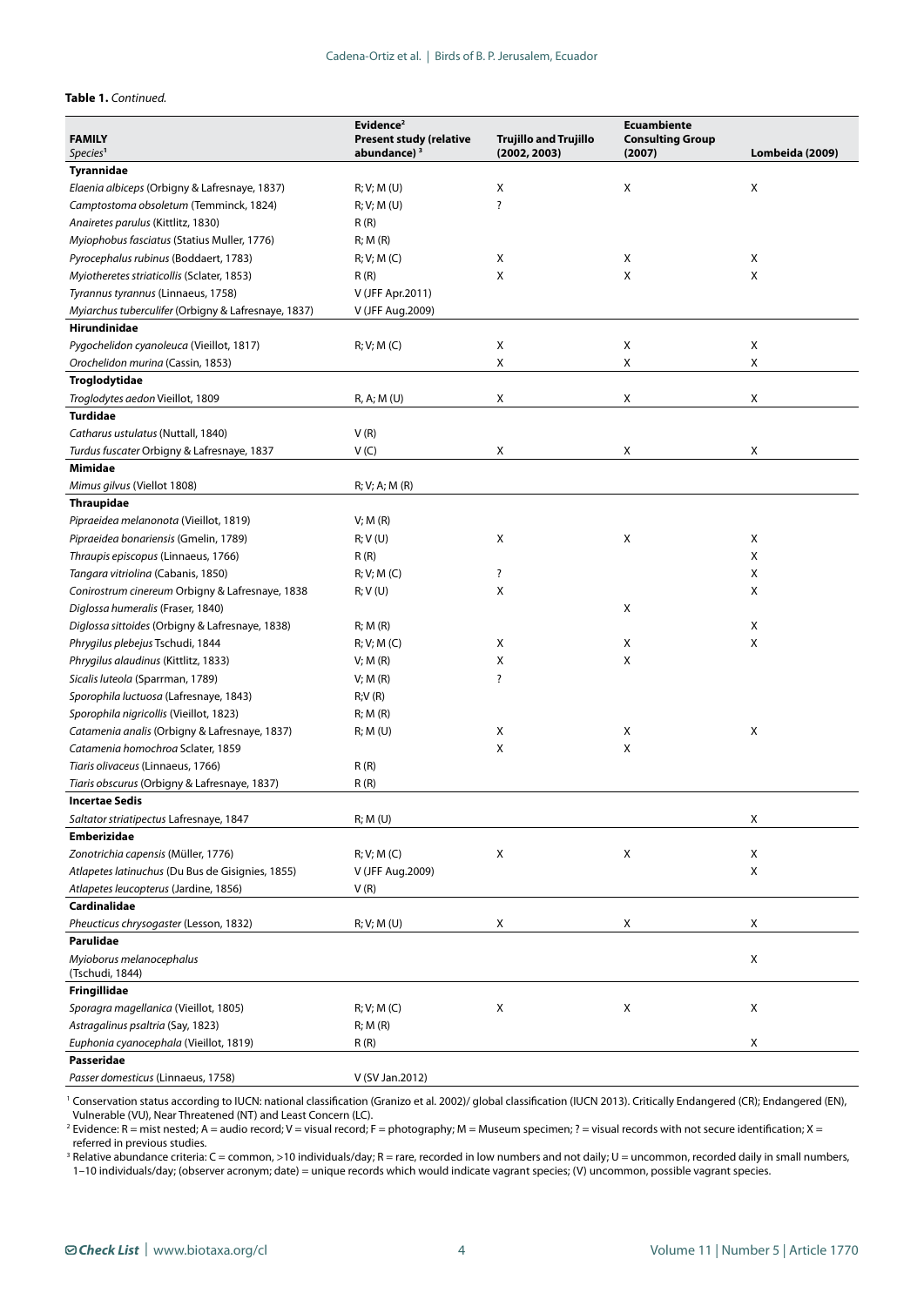**Table 1.** *Continued.*

| FAMILY *Species*[1] | Evidence[2] Present study (relative abundance)[3] | Trujillo and Trujillo (2002, 2003) | Ecuambiente Consulting Group (2007) | Lombeida (2009) |
|---|---|---|---|---|
| **Tyrannidae** | | | | |
| *Elaenia albiceps* (Orbigny & Lafresnaye, 1837) | R; V; M (U) | X | X | X |
| *Camptostoma obsoletum* (Temminck, 1824) | R; V; M (U) | ? | | |
| *Anairetes parulus* (Kittlitz, 1830) | R (R) | | | |
| *Myiophobus fasciatus* (Statius Muller, 1776) | R; M (R) | | | |
| *Pyrocephalus rubinus* (Boddaert, 1783) | R; V; M (C) | X | X | X |
| *Myiotheretes striaticollis* (Sclater, 1853) | R (R) | X | X | X |
| *Tyrannus tyrannus* (Linnaeus, 1758) | V (JFF Apr.2011) | | | |
| *Myiarchus tuberculifer* (Orbigny & Lafresnaye, 1837) | V (JFF Aug.2009) | | | |
| **Hirundinidae** | | | | |
| *Pygochelidon cyanoleuca* (Vieillot, 1817) | R; V; M (C) | X | X | X |
| *Orochelidon murina* (Cassin, 1853) | | X | X | X |
| **Troglodytidae** | | | | |
| *Troglodytes aedon* Vieillot, 1809 | R, A; M (U) | X | X | X |
| **Turdidae** | | | | |
| *Catharus ustulatus* (Nuttall, 1840) | V (R) | | | |
| *Turdus fuscater* Orbigny & Lafresnaye, 1837 | V (C) | X | X | X |
| **Mimidae** | | | | |
| *Mimus gilvus* (Viellot 1808) | R; V; A; M (R) | | | |
| **Thraupidae** | | | | |
| *Pipraeidea melanonota* (Vieillot, 1819) | V; M (R) | | | |
| *Pipraeidea bonariensis* (Gmelin, 1789) | R; V (U) | X | X | X |
| *Thraupis episcopus* (Linnaeus, 1766) | R (R) | | | X |
| *Tangara vitriolina* (Cabanis, 1850) | R; V; M (C) | ? | | X |
| *Conirostrum cinereum* Orbigny & Lafresnaye, 1838 | R; V (U) | X | | X |
| *Diglossa humeralis* (Fraser, 1840) | | | X | |
| *Diglossa sittoides* (Orbigny & Lafresnaye, 1838) | R; M (R) | | | X |
| *Phrygilus plebejus* Tschudi, 1844 | R; V; M (C) | X | X | X |
| *Phrygilus alaudinus* (Kittlitz, 1833) | V; M (R) | X | X | |
| *Sicalis luteola* (Sparrman, 1789) | V; M (R) | ? | | |
| *Sporophila luctuosa* (Lafresnaye, 1843) | R;V (R) | | | |
| *Sporophila nigricollis* (Vieillot, 1823) | R; M (R) | | | |
| *Catamenia analis* (Orbigny & Lafresnaye, 1837) | R; M (U) | X | X | X |
| *Catamenia homochroa* Sclater, 1859 | | X | X | |
| *Tiaris olivaceus* (Linnaeus, 1766) | R (R) | | | |
| *Tiaris obscurus* (Orbigny & Lafresnaye, 1837) | R (R) | | | |
| **Incertae Sedis** | | | | |
| *Saltator striatipectus* Lafresnaye, 1847 | R; M (U) | | | X |
| **Emberizidae** | | | | |
| *Zonotrichia capensis* (Müller, 1776) | R; V; M (C) | X | X | X |
| *Atlapetes latinuchus* (Du Bus de Gisignies, 1855) | V (JFF Aug.2009) | | | X |
| *Atlapetes leucopterus* (Jardine, 1856) | V (R) | | | |
| **Cardinalidae** | | | | |
| *Pheucticus chrysogaster* (Lesson, 1832) | R; V; M (U) | X | X | X |
| **Parulidae** | | | | |
| *Myioborus melanocephalus* (Tschudi, 1844) | | | | X |
| **Fringillidae** | | | | |
| *Sporagra magellanica* (Vieillot, 1805) | R; V; M (C) | X | X | X |
| *Astragalinus psaltria* (Say, 1823) | R; M (R) | | | |
| *Euphonia cyanocephala* (Vieillot, 1819) | R (R) | | | X |
| **Passeridae** | | | | |
| *Passer domesticus* (Linnaeus, 1758) | V (SV Jan.2012) | | | |

[1] Conservation status according to IUCN: national classification (Granizo et al. 2002)/ global classification (IUCN 2013). Critically Endangered (CR); Endangered (EN), Vulnerable (VU), Near Threatened (NT) and Least Concern (LC).
[2] Evidence: R = mist nested; A = audio record; V = visual record; F = photography; M = Museum specimen; ? = visual records with not secure identification; X = referred in previous studies.
[3] Relative abundance criteria: C = common, >10 individuals/day; R = rare, recorded in low numbers and not daily; U = uncommon, recorded daily in small numbers, 1–10 individuals/day; (observer acronym; date) = unique records which would indicate vagrant species; (V) uncommon, possible vagrant species.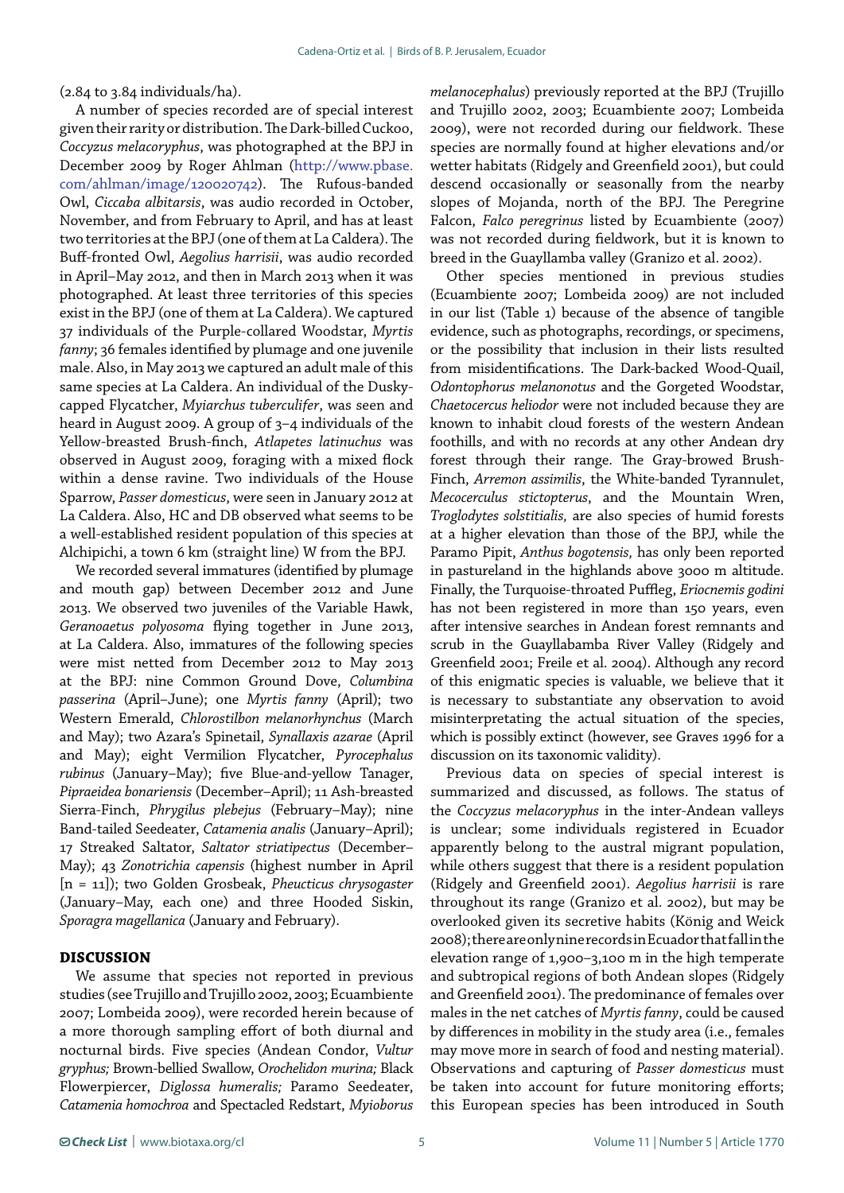(2.84 to 3.84 individuals/ha).

A number of species recorded are of special interest given their rarity or distribution. The Dark-billed Cuckoo, *Coccyzus melacoryphus*, was photographed at the BPJ in December 2009 by Roger Ahlman (http://www.pbase.com/ahlman/image/120020742). The Rufous-banded Owl, *Ciccaba albitarsis*, was audio recorded in October, November, and from February to April, and has at least two territories at the BPJ (one of them at La Caldera). The Buff-fronted Owl, *Aegolius harrisii*, was audio recorded in April–May 2012, and then in March 2013 when it was photographed. At least three territories of this species exist in the BPJ (one of them at La Caldera). We captured 37 individuals of the Purple-collared Woodstar, *Myrtis fanny*; 36 females identified by plumage and one juvenile male. Also, in May 2013 we captured an adult male of this same species at La Caldera. An individual of the Dusky-capped Flycatcher, *Myiarchus tuberculifer*, was seen and heard in August 2009. A group of 3–4 individuals of the Yellow-breasted Brush-finch, *Atlapetes latinuchus* was observed in August 2009, foraging with a mixed flock within a dense ravine. Two individuals of the House Sparrow, *Passer domesticus*, were seen in January 2012 at La Caldera. Also, HC and DB observed what seems to be a well-established resident population of this species at Alchipichi, a town 6 km (straight line) W from the BPJ.

We recorded several immatures (identified by plumage and mouth gap) between December 2012 and June 2013. We observed two juveniles of the Variable Hawk, *Geranoaetus polyosoma* flying together in June 2013, at La Caldera. Also, immatures of the following species were mist netted from December 2012 to May 2013 at the BPJ: nine Common Ground Dove, *Columbina passerina* (April–June); one *Myrtis fanny* (April); two Western Emerald, *Chlorostilbon melanorhynchus* (March and May); two Azara's Spinetail, *Synallaxis azarae* (April and May); eight Vermilion Flycatcher, *Pyrocephalus rubinus* (January–May); five Blue-and-yellow Tanager, *Pipraeidea bonariensis* (December–April); 11 Ash-breasted Sierra-Finch, *Phrygilus plebejus* (February–May); nine Band-tailed Seedeater, *Catamenia analis* (January–April); 17 Streaked Saltator, *Saltator striatipectus* (December–May); 43 *Zonotrichia capensis* (highest number in April [n = 11]); two Golden Grosbeak, *Pheucticus chrysogaster* (January–May, each one) and three Hooded Siskin, *Sporagra magellanica* (January and February).

## DISCUSSION

We assume that species not reported in previous studies (see Trujillo and Trujillo 2002, 2003; Ecuambiente 2007; Lombeida 2009), were recorded herein because of a more thorough sampling effort of both diurnal and nocturnal birds. Five species (Andean Condor, *Vultur gryphus;* Brown-bellied Swallow, *Orochelidon murina;* Black Flowerpiercer, *Diglossa humeralis;* Paramo Seedeater, *Catamenia homochroa* and Spectacled Redstart, *Myioborus melanocephalus*) previously reported at the BPJ (Trujillo and Trujillo 2002, 2003; Ecuambiente 2007; Lombeida 2009), were not recorded during our fieldwork. These species are normally found at higher elevations and/or wetter habitats (Ridgely and Greenfield 2001), but could descend occasionally or seasonally from the nearby slopes of Mojanda, north of the BPJ. The Peregrine Falcon, *Falco peregrinus* listed by Ecuambiente (2007) was not recorded during fieldwork, but it is known to breed in the Guayllamba valley (Granizo et al. 2002).

Other species mentioned in previous studies (Ecuambiente 2007; Lombeida 2009) are not included in our list (Table 1) because of the absence of tangible evidence, such as photographs, recordings, or specimens, or the possibility that inclusion in their lists resulted from misidentifications. The Dark-backed Wood-Quail, *Odontophorus melanonotus* and the Gorgeted Woodstar, *Chaetocercus heliodor* were not included because they are known to inhabit cloud forests of the western Andean foothills, and with no records at any other Andean dry forest through their range. The Gray-browed Brush-Finch, *Arremon assimilis*, the White-banded Tyrannulet, *Mecocerculus stictopterus*, and the Mountain Wren, *Troglodytes solstitialis,* are also species of humid forests at a higher elevation than those of the BPJ, while the Paramo Pipit, *Anthus bogotensis,* has only been reported in pastureland in the highlands above 3000 m altitude. Finally, the Turquoise-throated Puffleg, *Eriocnemis godini* has not been registered in more than 150 years, even after intensive searches in Andean forest remnants and scrub in the Guayllabamba River Valley (Ridgely and Greenfield 2001; Freile et al. 2004). Although any record of this enigmatic species is valuable, we believe that it is necessary to substantiate any observation to avoid misinterpretating the actual situation of the species, which is possibly extinct (however, see Graves 1996 for a discussion on its taxonomic validity).

Previous data on species of special interest is summarized and discussed, as follows. The status of the *Coccyzus melacoryphus* in the inter-Andean valleys is unclear; some individuals registered in Ecuador apparently belong to the austral migrant population, while others suggest that there is a resident population (Ridgely and Greenfield 2001). *Aegolius harrisii* is rare throughout its range (Granizo et al. 2002), but may be overlooked given its secretive habits (König and Weick 2008); there are only nine records in Ecuador that fall in the elevation range of 1,900–3,100 m in the high temperate and subtropical regions of both Andean slopes (Ridgely and Greenfield 2001). The predominance of females over males in the net catches of *Myrtis fanny*, could be caused by differences in mobility in the study area (i.e., females may move more in search of food and nesting material). Observations and capturing of *Passer domesticus* must be taken into account for future monitoring efforts; this European species has been introduced in South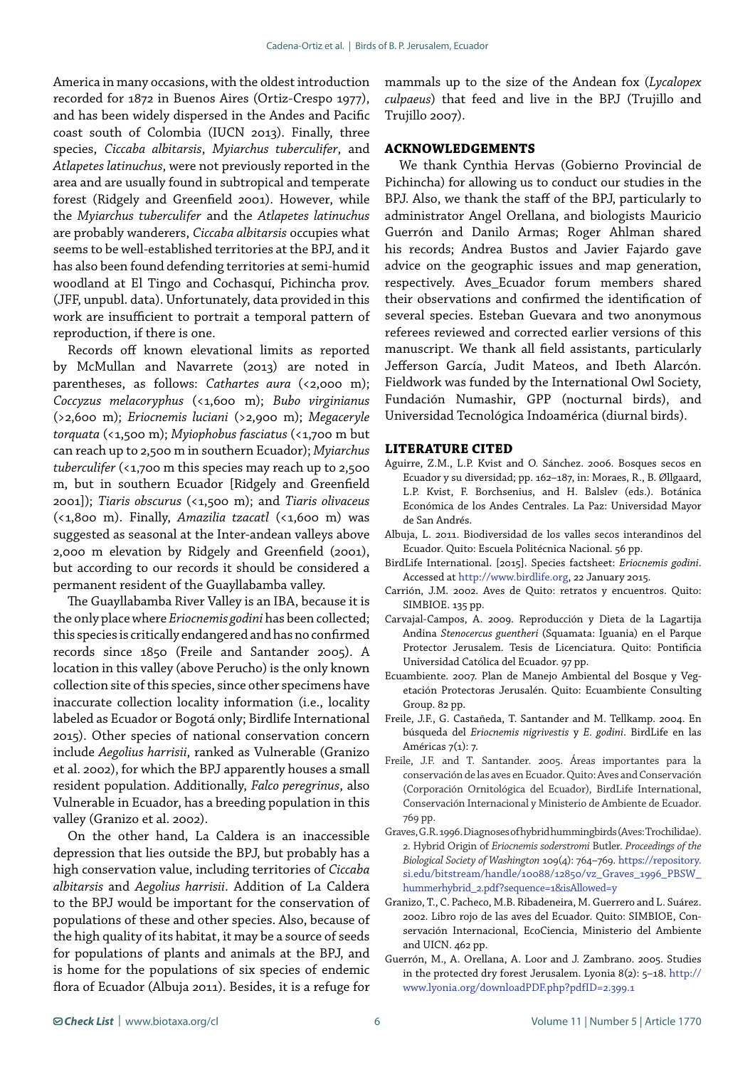America in many occasions, with the oldest introduction recorded for 1872 in Buenos Aires (Ortiz-Crespo 1977), and has been widely dispersed in the Andes and Pacific coast south of Colombia (IUCN 2013). Finally, three species, *Ciccaba albitarsis*, *Myiarchus tuberculifer*, and *Atlapetes latinuchus*, were not previously reported in the area and are usually found in subtropical and temperate forest (Ridgely and Greenfield 2001). However, while the *Myiarchus tuberculifer* and the *Atlapetes latinuchus* are probably wanderers, *Ciccaba albitarsis* occupies what seems to be well-established territories at the BPJ, and it has also been found defending territories at semi-humid woodland at El Tingo and Cochasquí, Pichincha prov. (JFF, unpubl. data). Unfortunately, data provided in this work are insufficient to portrait a temporal pattern of reproduction, if there is one.

Records off known elevational limits as reported by McMullan and Navarrete (2013) are noted in parentheses, as follows: *Cathartes aura* (<2,000 m); *Coccyzus melacoryphus* (<1,600 m); *Bubo virginianus* (>2,600 m); *Eriocnemis luciani* (>2,900 m); *Megaceryle torquata* (<1,500 m); *Myiophobus fasciatus* (<1,700 m but can reach up to 2,500 m in southern Ecuador); *Myiarchus tuberculifer* (<1,700 m this species may reach up to 2,500 m, but in southern Ecuador [Ridgely and Greenfield 2001]); *Tiaris obscurus* (<1,500 m); and *Tiaris olivaceus* (<1,800 m). Finally, *Amazilia tzacatl* (<1,600 m) was suggested as seasonal at the Inter-andean valleys above 2,000 m elevation by Ridgely and Greenfield (2001), but according to our records it should be considered a permanent resident of the Guayllabamba valley.

The Guayllabamba River Valley is an IBA, because it is the only place where *Eriocnemis godini* has been collected; this species is critically endangered and has no confirmed records since 1850 (Freile and Santander 2005). A location in this valley (above Perucho) is the only known collection site of this species, since other specimens have inaccurate collection locality information (i.e., locality labeled as Ecuador or Bogotá only; Birdlife International 2015). Other species of national conservation concern include *Aegolius harrisii*, ranked as Vulnerable (Granizo et al. 2002), for which the BPJ apparently houses a small resident population. Additionally, *Falco peregrinus*, also Vulnerable in Ecuador, has a breeding population in this valley (Granizo et al. 2002).

On the other hand, La Caldera is an inaccessible depression that lies outside the BPJ, but probably has a high conservation value, including territories of *Ciccaba albitarsis* and *Aegolius harrisii*. Addition of La Caldera to the BPJ would be important for the conservation of populations of these and other species. Also, because of the high quality of its habitat, it may be a source of seeds for populations of plants and animals at the BPJ, and is home for the populations of six species of endemic flora of Ecuador (Albuja 2011). Besides, it is a refuge for mammals up to the size of the Andean fox (*Lycalopex culpaeus*) that feed and live in the BPJ (Trujillo and Trujillo 2007).

## ACKNOWLEDGEMENTS

We thank Cynthia Hervas (Gobierno Provincial de Pichincha) for allowing us to conduct our studies in the BPJ. Also, we thank the staff of the BPJ, particularly to administrator Angel Orellana, and biologists Mauricio Guerrón and Danilo Armas; Roger Ahlman shared his records; Andrea Bustos and Javier Fajardo gave advice on the geographic issues and map generation, respectively. Aves_Ecuador forum members shared their observations and confirmed the identification of several species. Esteban Guevara and two anonymous referees reviewed and corrected earlier versions of this manuscript. We thank all field assistants, particularly Jefferson García, Judit Mateos, and Ibeth Alarcón. Fieldwork was funded by the International Owl Society, Fundación Numashir, GPP (nocturnal birds), and Universidad Tecnológica Indoamérica (diurnal birds).

## LITERATURE CITED

Aguirre, Z.M., L.P. Kvist and O. Sánchez. 2006. Bosques secos en Ecuador y su diversidad; pp. 162–187, in: Moraes, R., B. Øllgaard, L.P. Kvist, F. Borchsenius, and H. Balslev (eds.). Botánica Económica de los Andes Centrales. La Paz: Universidad Mayor de San Andrés.

Albuja, L. 2011. Biodiversidad de los valles secos interandinos del Ecuador. Quito: Escuela Politécnica Nacional. 56 pp.

BirdLife International. [2015]. Species factsheet: *Eriocnemis godini*. Accessed at http://www.birdlife.org, 22 January 2015.

Carrión, J.M. 2002. Aves de Quito: retratos y encuentros. Quito: SIMBIOE. 135 pp.

Carvajal-Campos, A. 2009. Reproducción y Dieta de la Lagartija Andina *Stenocercus guentheri* (Squamata: Iguania) en el Parque Protector Jerusalem. Tesis de Licenciatura. Quito: Pontificia Universidad Católica del Ecuador. 97 pp.

Ecuambiente. 2007. Plan de Manejo Ambiental del Bosque y Vegetación Protectoras Jerusalén. Quito: Ecuambiente Consulting Group. 82 pp.

Freile, J.F., G. Castañeda, T. Santander and M. Tellkamp. 2004. En búsqueda del *Eriocnemis nigrivestis* y *E. godini*. BirdLife en las Américas 7(1): 7.

Freile, J.F. and T. Santander. 2005. Áreas importantes para la conservación de las aves en Ecuador. Quito: Aves and Conservación (Corporación Ornitológica del Ecuador), BirdLife International, Conservación Internacional y Ministerio de Ambiente de Ecuador. 769 pp.

Graves, G.R. 1996. Diagnoses of hybrid hummingbirds (Aves: Trochilidae). 2. Hybrid Origin of *Eriocnemis soderstromi* Butler. *Proceedings of the Biological Society of Washington* 109(4): 764–769. https://repository.si.edu/bitstream/handle/10088/12850/vz_Graves_1996_PBSW_hummerhybrid_2.pdf?sequence=1&isAllowed=y

Granizo, T., C. Pacheco, M.B. Ribadeneira, M. Guerrero and L. Suárez. 2002. Libro rojo de las aves del Ecuador. Quito: SIMBIOE, Conservación Internacional, EcoCiencia, Ministerio del Ambiente and UICN. 462 pp.

Guerrón, M., A. Orellana, A. Loor and J. Zambrano. 2005. Studies in the protected dry forest Jerusalem. Lyonia 8(2): 5–18. http://www.lyonia.org/downloadPDF.php?pdfID=2.399.1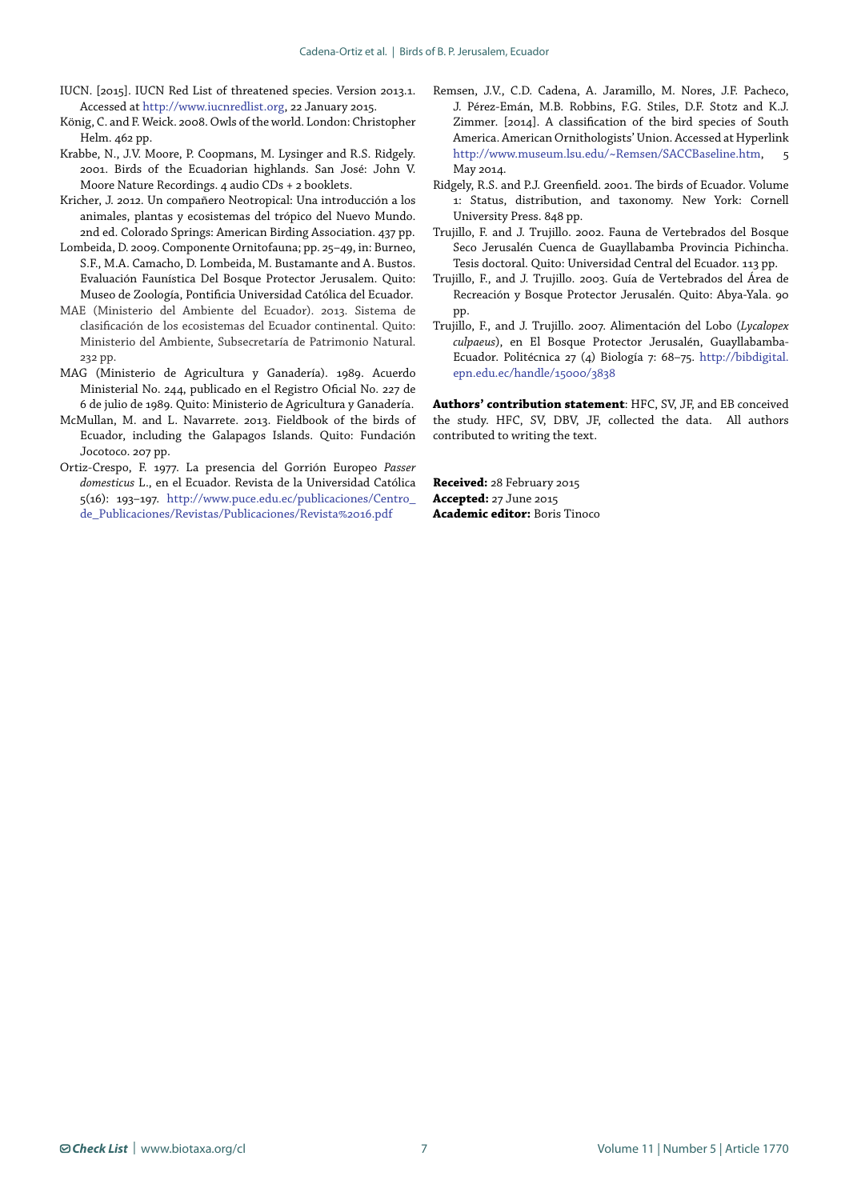IUCN. [2015]. IUCN Red List of threatened species. Version 2013.1. Accessed at http://www.iucnredlist.org, 22 January 2015.

König, C. and F. Weick. 2008. Owls of the world. London: Christopher Helm. 462 pp.

Krabbe, N., J.V. Moore, P. Coopmans, M. Lysinger and R.S. Ridgely. 2001. Birds of the Ecuadorian highlands. San José: John V. Moore Nature Recordings. 4 audio CDs + 2 booklets.

Kricher, J. 2012. Un compañero Neotropical: Una introducción a los animales, plantas y ecosistemas del trópico del Nuevo Mundo. 2nd ed. Colorado Springs: American Birding Association. 437 pp.

Lombeida, D. 2009. Componente Ornitofauna; pp. 25–49, in: Burneo, S.F., M.A. Camacho, D. Lombeida, M. Bustamante and A. Bustos. Evaluación Faunística Del Bosque Protector Jerusalem. Quito: Museo de Zoología, Pontificia Universidad Católica del Ecuador.

MAE (Ministerio del Ambiente del Ecuador). 2013. Sistema de clasificación de los ecosistemas del Ecuador continental. Quito: Ministerio del Ambiente, Subsecretaría de Patrimonio Natural. 232 pp.

MAG (Ministerio de Agricultura y Ganadería). 1989. Acuerdo Ministerial No. 244, publicado en el Registro Oficial No. 227 de 6 de julio de 1989. Quito: Ministerio de Agricultura y Ganadería.

McMullan, M. and L. Navarrete. 2013. Fieldbook of the birds of Ecuador, including the Galapagos Islands. Quito: Fundación Jocotoco. 207 pp.

Ortiz-Crespo, F. 1977. La presencia del Gorrión Europeo *Passer domesticus* L., en el Ecuador. Revista de la Universidad Católica 5(16): 193–197. http://www.puce.edu.ec/publicaciones/Centro_de_Publicaciones/Revistas/Publicaciones/Revista%2016.pdf

Remsen, J.V., C.D. Cadena, A. Jaramillo, M. Nores, J.F. Pacheco, J. Pérez-Emán, M.B. Robbins, F.G. Stiles, D.F. Stotz and K.J. Zimmer. [2014]. A classification of the bird species of South America. American Ornithologists' Union. Accessed at Hyperlink http://www.museum.lsu.edu/~Remsen/SACCBaseline.htm, 5 May 2014.

Ridgely, R.S. and P.J. Greenfield. 2001. The birds of Ecuador. Volume 1: Status, distribution, and taxonomy. New York: Cornell University Press. 848 pp.

Trujillo, F. and J. Trujillo. 2002. Fauna de Vertebrados del Bosque Seco Jerusalén Cuenca de Guayllabamba Provincia Pichincha. Tesis doctoral. Quito: Universidad Central del Ecuador. 113 pp.

Trujillo, F., and J. Trujillo. 2003. Guía de Vertebrados del Área de Recreación y Bosque Protector Jerusalén. Quito: Abya-Yala. 90 pp.

Trujillo, F., and J. Trujillo. 2007. Alimentación del Lobo (*Lycalopex culpaeus*), en El Bosque Protector Jerusalén, Guayllabamba-Ecuador. Politécnica 27 (4) Biología 7: 68–75. http://bibdigital.epn.edu.ec/handle/15000/3838

**Authors' contribution statement**: HFC, SV, JF, and EB conceived the study. HFC, SV, DBV, JF, collected the data. All authors contributed to writing the text.

**Received:** 28 February 2015
**Accepted:** 27 June 2015
**Academic editor:** Boris Tinoco